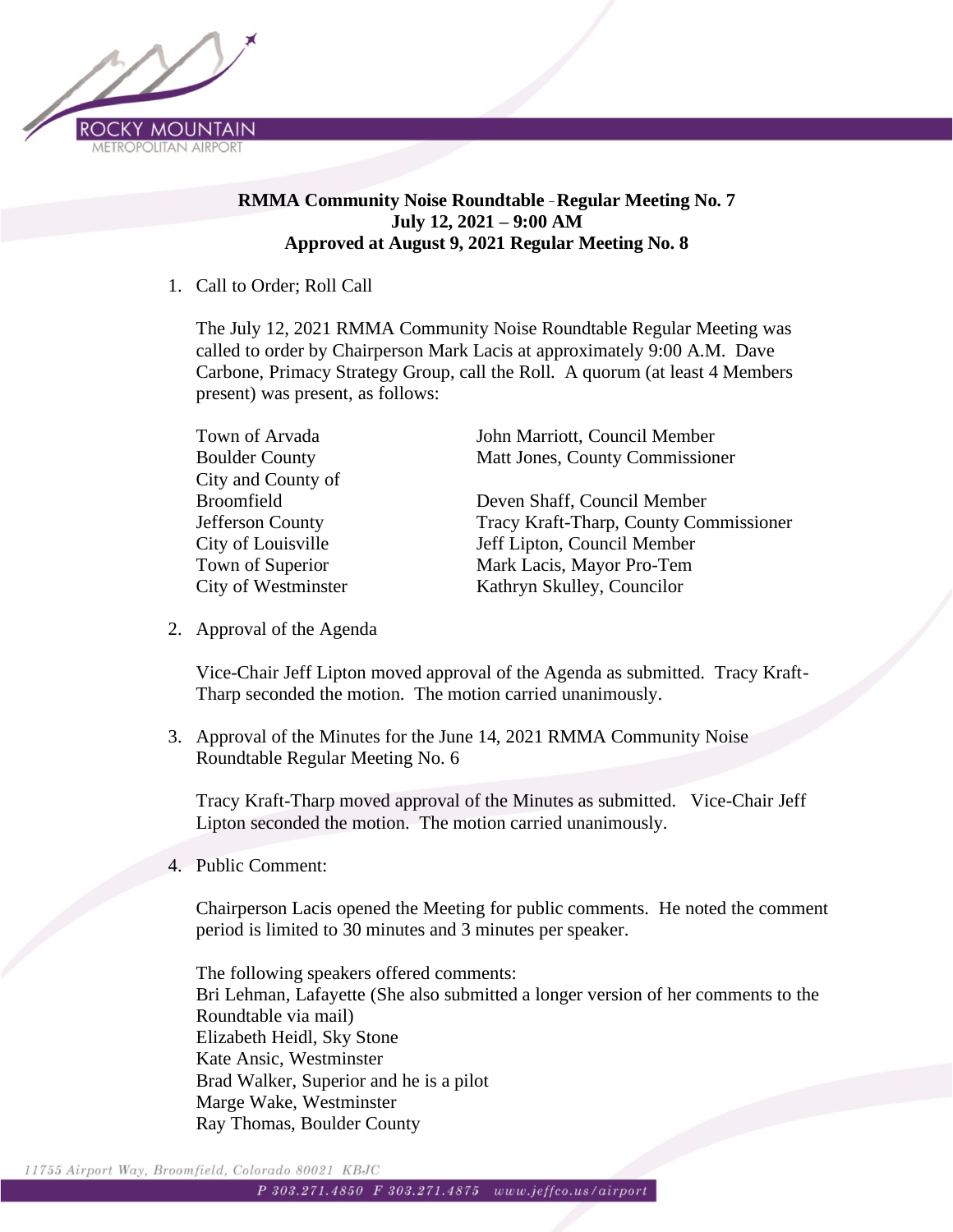ROCKY MOUNTAIN
METROPOLITAN AIRPORT

**RMMA Community Noise Roundtable - Regular Meeting No. 7**
**July 12, 2021 – 9:00 AM**
**Approved at August 9, 2021 Regular Meeting No. 8**

1. Call to Order; Roll Call

   The July 12, 2021 RMMA Community Noise Roundtable Regular Meeting was called to order by Chairperson Mark Lacis at approximately 9:00 A.M. Dave Carbone, Primacy Strategy Group, call the Roll. A quorum (at least 4 Members present) was present, as follows:

| | |
|---|---|
| Town of Arvada | John Marriott, Council Member |
| Boulder County | Matt Jones, County Commissioner |
| City and County of Broomfield | Deven Shaff, Council Member |
| Jefferson County | Tracy Kraft-Tharp, County Commissioner |
| City of Louisville | Jeff Lipton, Council Member |
| Town of Superior | Mark Lacis, Mayor Pro-Tem |
| City of Westminster | Kathryn Skulley, Councilor |

2. Approval of the Agenda

   Vice-Chair Jeff Lipton moved approval of the Agenda as submitted. Tracy Kraft-Tharp seconded the motion. The motion carried unanimously.

3. Approval of the Minutes for the June 14, 2021 RMMA Community Noise Roundtable Regular Meeting No. 6

   Tracy Kraft-Tharp moved approval of the Minutes as submitted. Vice-Chair Jeff Lipton seconded the motion. The motion carried unanimously.

4. Public Comment:

   Chairperson Lacis opened the Meeting for public comments. He noted the comment period is limited to 30 minutes and 3 minutes per speaker.

   The following speakers offered comments:
   Bri Lehman, Lafayette (She also submitted a longer version of her comments to the Roundtable via mail)
   Elizabeth Heidl, Sky Stone
   Kate Ansic, Westminster
   Brad Walker, Superior and he is a pilot
   Marge Wake, Westminster
   Ray Thomas, Boulder County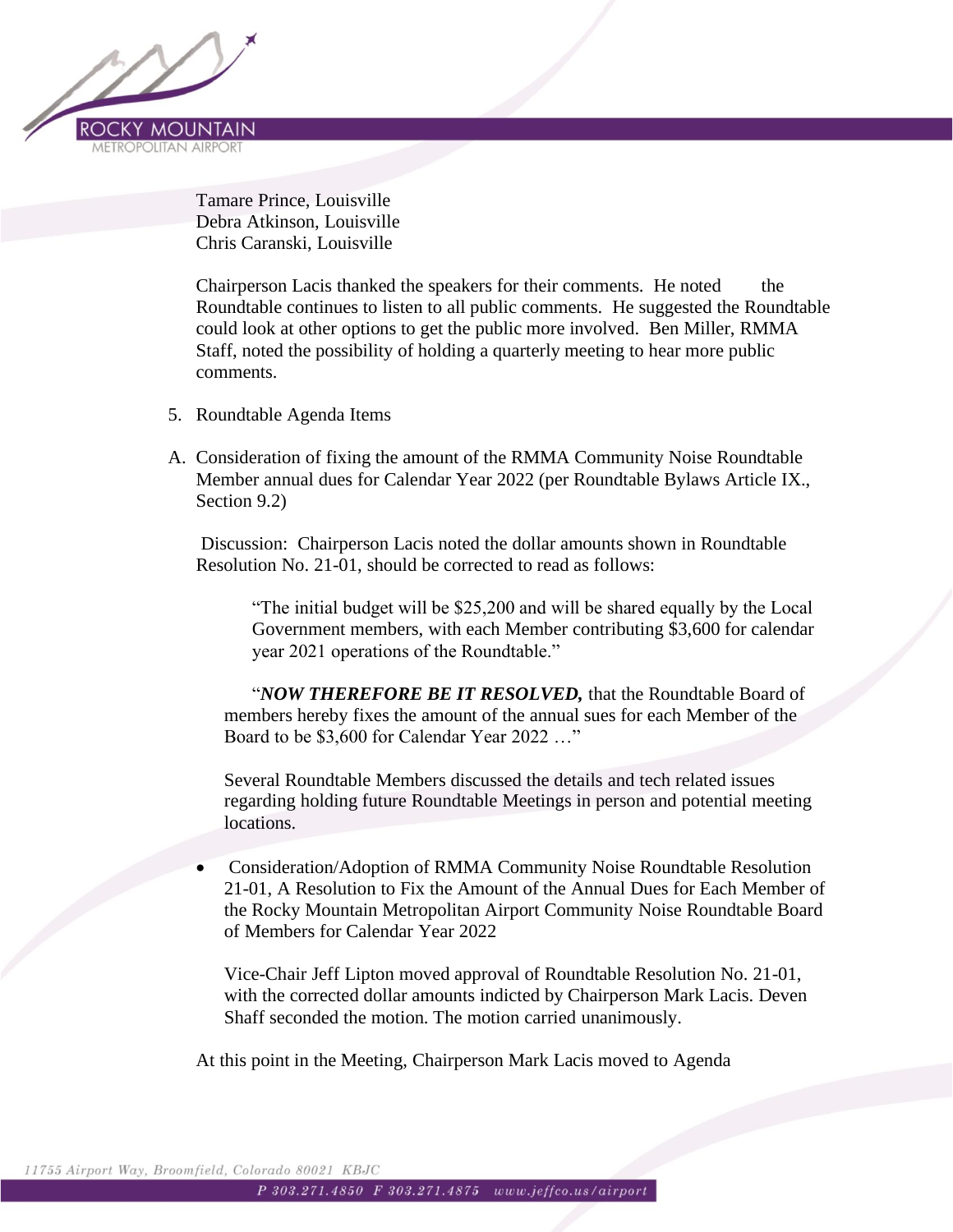Tamare Prince, Louisville
Debra Atkinson, Louisville
Chris Caranski, Louisville

Chairperson Lacis thanked the speakers for their comments. He noted the Roundtable continues to listen to all public comments. He suggested the Roundtable could look at other options to get the public more involved. Ben Miller, RMMA Staff, noted the possibility of holding a quarterly meeting to hear more public comments.

5. Roundtable Agenda Items

A. Consideration of fixing the amount of the RMMA Community Noise Roundtable Member annual dues for Calendar Year 2022 (per Roundtable Bylaws Article IX., Section 9.2)

Discussion: Chairperson Lacis noted the dollar amounts shown in Roundtable Resolution No. 21-01, should be corrected to read as follows:

> "The initial budget will be $25,200 and will be shared equally by the Local Government members, with each Member contributing $3,600 for calendar year 2021 operations of the Roundtable."

> "***NOW THEREFORE BE IT RESOLVED,*** that the Roundtable Board of members hereby fixes the amount of the annual sues for each Member of the Board to be $3,600 for Calendar Year 2022 …"

Several Roundtable Members discussed the details and tech related issues regarding holding future Roundtable Meetings in person and potential meeting locations.

- Consideration/Adoption of RMMA Community Noise Roundtable Resolution 21-01, A Resolution to Fix the Amount of the Annual Dues for Each Member of the Rocky Mountain Metropolitan Airport Community Noise Roundtable Board of Members for Calendar Year 2022

Vice-Chair Jeff Lipton moved approval of Roundtable Resolution No. 21-01, with the corrected dollar amounts indicted by Chairperson Mark Lacis. Deven Shaff seconded the motion. The motion carried unanimously.

At this point in the Meeting, Chairperson Mark Lacis moved to Agenda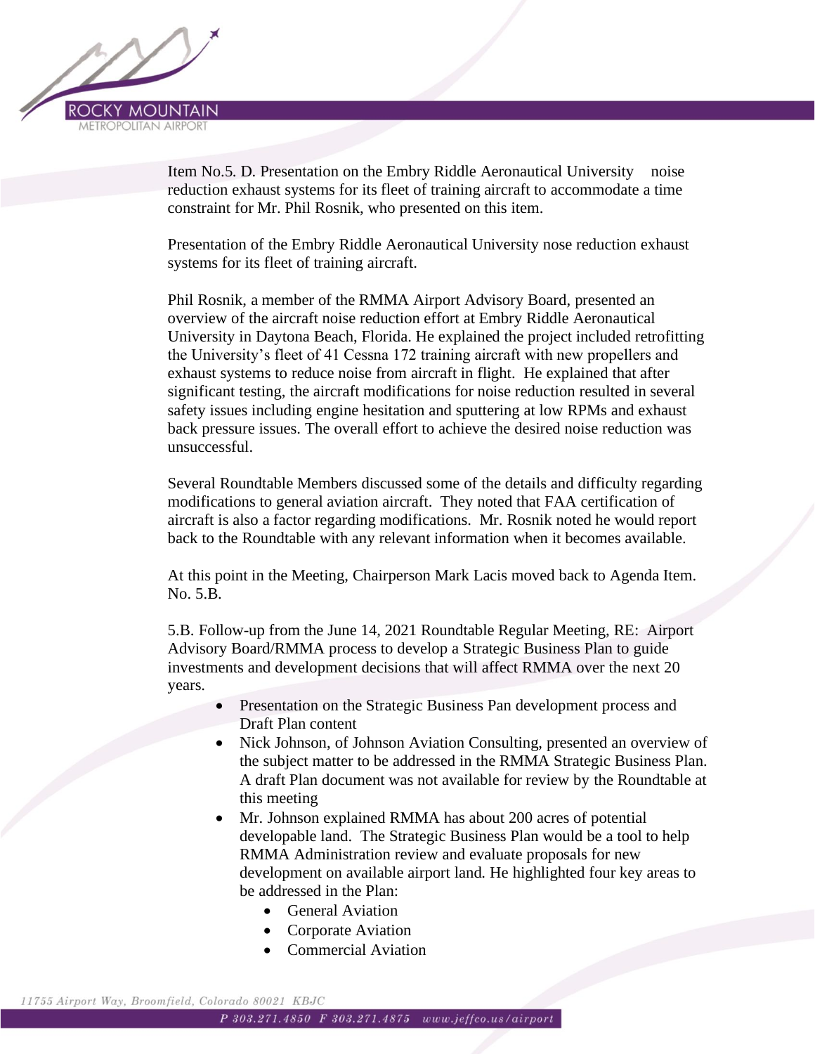Item No.5. D. Presentation on the Embry Riddle Aeronautical University noise reduction exhaust systems for its fleet of training aircraft to accommodate a time constraint for Mr. Phil Rosnik, who presented on this item.

Presentation of the Embry Riddle Aeronautical University nose reduction exhaust systems for its fleet of training aircraft.

Phil Rosnik, a member of the RMMA Airport Advisory Board, presented an overview of the aircraft noise reduction effort at Embry Riddle Aeronautical University in Daytona Beach, Florida. He explained the project included retrofitting the University's fleet of 41 Cessna 172 training aircraft with new propellers and exhaust systems to reduce noise from aircraft in flight. He explained that after significant testing, the aircraft modifications for noise reduction resulted in several safety issues including engine hesitation and sputtering at low RPMs and exhaust back pressure issues. The overall effort to achieve the desired noise reduction was unsuccessful.

Several Roundtable Members discussed some of the details and difficulty regarding modifications to general aviation aircraft. They noted that FAA certification of aircraft is also a factor regarding modifications. Mr. Rosnik noted he would report back to the Roundtable with any relevant information when it becomes available.

At this point in the Meeting, Chairperson Mark Lacis moved back to Agenda Item. No. 5.B.

5.B. Follow-up from the June 14, 2021 Roundtable Regular Meeting, RE: Airport Advisory Board/RMMA process to develop a Strategic Business Plan to guide investments and development decisions that will affect RMMA over the next 20 years.

- Presentation on the Strategic Business Pan development process and Draft Plan content
- Nick Johnson, of Johnson Aviation Consulting, presented an overview of the subject matter to be addressed in the RMMA Strategic Business Plan. A draft Plan document was not available for review by the Roundtable at this meeting
- Mr. Johnson explained RMMA has about 200 acres of potential developable land. The Strategic Business Plan would be a tool to help RMMA Administration review and evaluate proposals for new development on available airport land. He highlighted four key areas to be addressed in the Plan:
  - General Aviation
  - Corporate Aviation
  - Commercial Aviation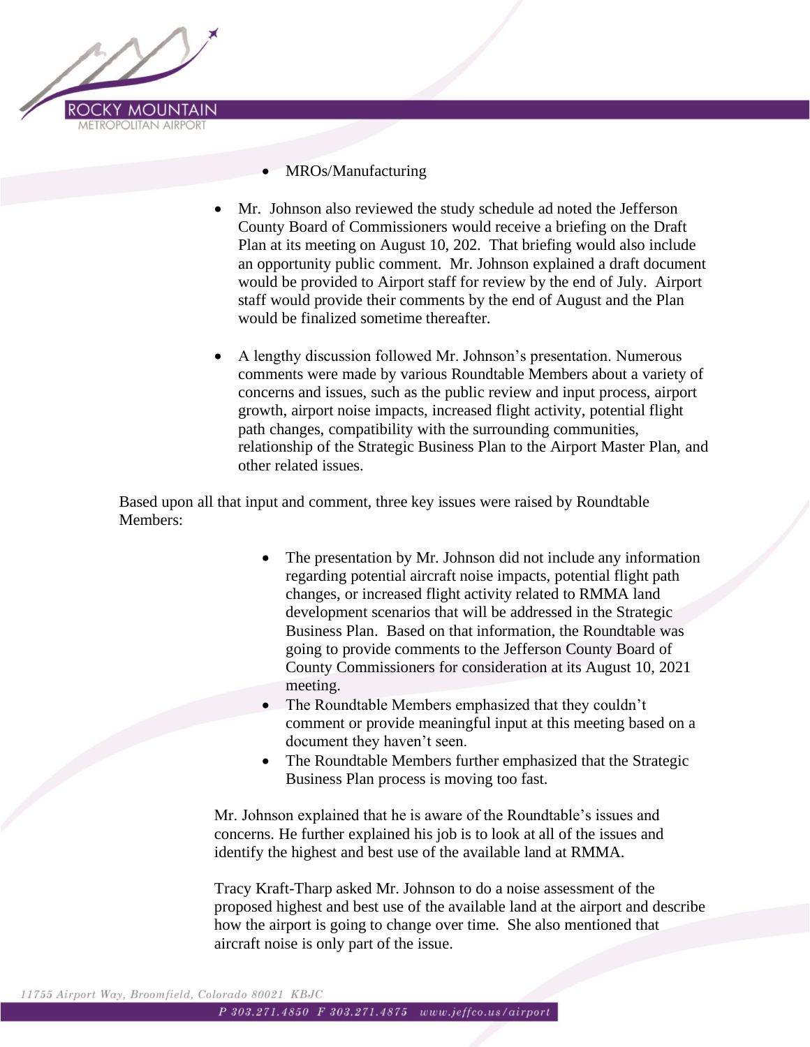- MROs/Manufacturing

- Mr. Johnson also reviewed the study schedule ad noted the Jefferson County Board of Commissioners would receive a briefing on the Draft Plan at its meeting on August 10, 202. That briefing would also include an opportunity public comment. Mr. Johnson explained a draft document would be provided to Airport staff for review by the end of July. Airport staff would provide their comments by the end of August and the Plan would be finalized sometime thereafter.

- A lengthy discussion followed Mr. Johnson's presentation. Numerous comments were made by various Roundtable Members about a variety of concerns and issues, such as the public review and input process, airport growth, airport noise impacts, increased flight activity, potential flight path changes, compatibility with the surrounding communities, relationship of the Strategic Business Plan to the Airport Master Plan, and other related issues.

Based upon all that input and comment, three key issues were raised by Roundtable Members:

- The presentation by Mr. Johnson did not include any information regarding potential aircraft noise impacts, potential flight path changes, or increased flight activity related to RMMA land development scenarios that will be addressed in the Strategic Business Plan. Based on that information, the Roundtable was going to provide comments to the Jefferson County Board of County Commissioners for consideration at its August 10, 2021 meeting.
- The Roundtable Members emphasized that they couldn't comment or provide meaningful input at this meeting based on a document they haven't seen.
- The Roundtable Members further emphasized that the Strategic Business Plan process is moving too fast.

Mr. Johnson explained that he is aware of the Roundtable's issues and concerns. He further explained his job is to look at all of the issues and identify the highest and best use of the available land at RMMA.

Tracy Kraft-Tharp asked Mr. Johnson to do a noise assessment of the proposed highest and best use of the available land at the airport and describe how the airport is going to change over time. She also mentioned that aircraft noise is only part of the issue.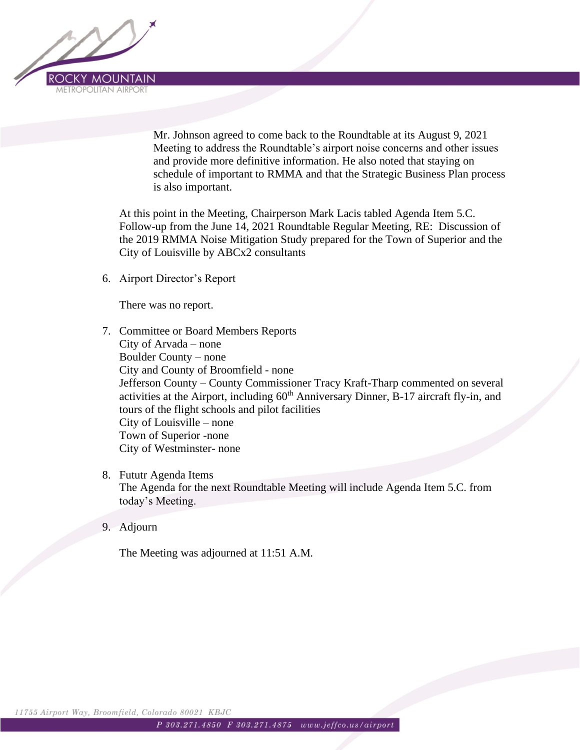Mr. Johnson agreed to come back to the Roundtable at its August 9, 2021 Meeting to address the Roundtable's airport noise concerns and other issues and provide more definitive information. He also noted that staying on schedule of important to RMMA and that the Strategic Business Plan process is also important.

At this point in the Meeting, Chairperson Mark Lacis tabled Agenda Item 5.C. Follow-up from the June 14, 2021 Roundtable Regular Meeting, RE: Discussion of the 2019 RMMA Noise Mitigation Study prepared for the Town of Superior and the City of Louisville by ABCx2 consultants

6. Airport Director's Report

   There was no report.

7. Committee or Board Members Reports
   City of Arvada – none
   Boulder County – none
   City and County of Broomfield - none
   Jefferson County – County Commissioner Tracy Kraft-Tharp commented on several activities at the Airport, including 60th Anniversary Dinner, B-17 aircraft fly-in, and tours of the flight schools and pilot facilities
   City of Louisville – none
   Town of Superior -none
   City of Westminster- none

8. Fututr Agenda Items
   The Agenda for the next Roundtable Meeting will include Agenda Item 5.C. from today's Meeting.

9. Adjourn

   The Meeting was adjourned at 11:51 A.M.